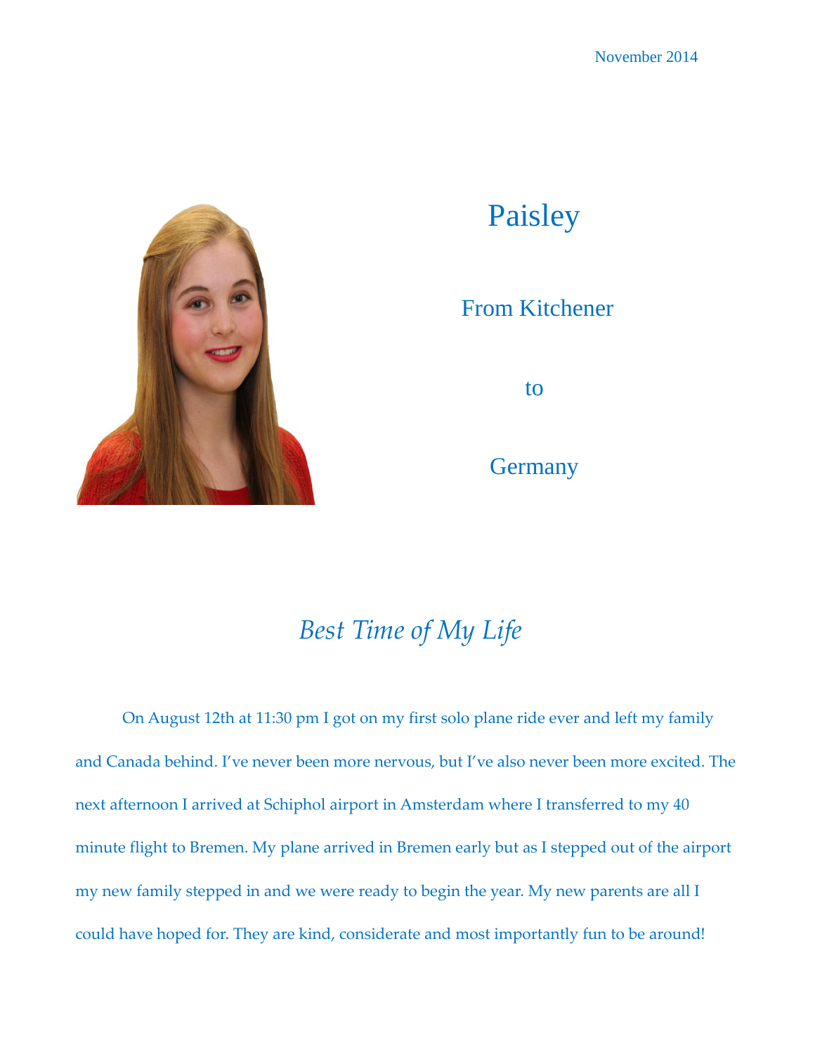November 2014

# Paisley

## From Kitchener

## to

## Germany

## *Best Time of My Life*

On August 12th at 11:30 pm I got on my first solo plane ride ever and left my family and Canada behind. I've never been more nervous, but I've also never been more excited. The next afternoon I arrived at Schiphol airport in Amsterdam where I transferred to my 40 minute flight to Bremen. My plane arrived in Bremen early but as I stepped out of the airport my new family stepped in and we were ready to begin the year. My new parents are all I could have hoped for. They are kind, considerate and most importantly fun to be around!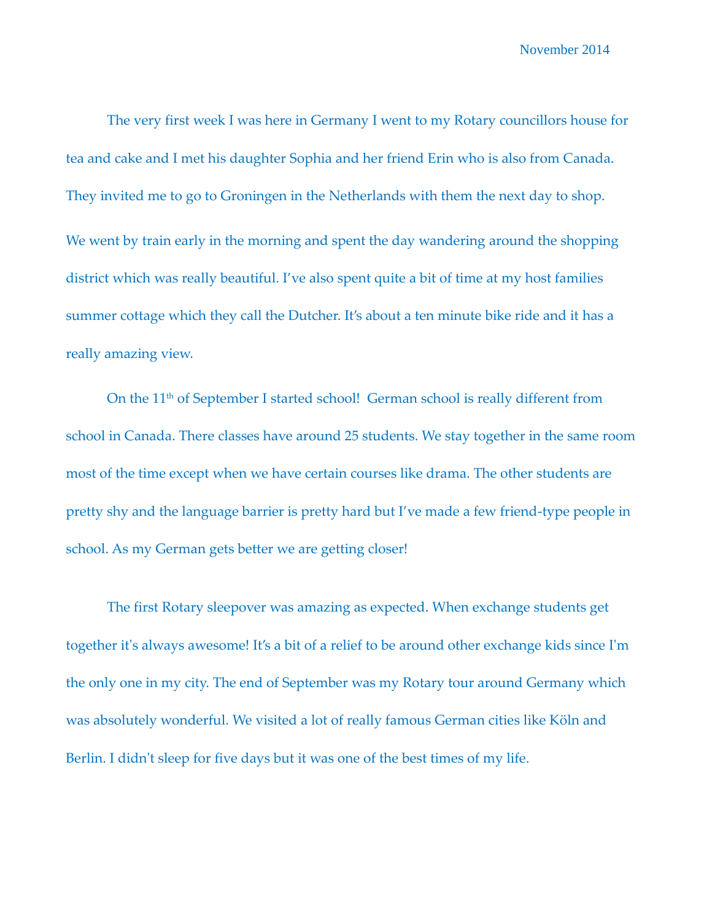November 2014

The very first week I was here in Germany I went to my Rotary councillors house for tea and cake and I met his daughter Sophia and her friend Erin who is also from Canada. They invited me to go to Groningen in the Netherlands with them the next day to shop. We went by train early in the morning and spent the day wandering around the shopping district which was really beautiful. I've also spent quite a bit of time at my host families summer cottage which they call the Dutcher. It's about a ten minute bike ride and it has a really amazing view.

On the 11th of September I started school! German school is really different from school in Canada. There classes have around 25 students. We stay together in the same room most of the time except when we have certain courses like drama. The other students are pretty shy and the language barrier is pretty hard but I've made a few friend-type people in school. As my German gets better we are getting closer!

The first Rotary sleepover was amazing as expected. When exchange students get together it's always awesome! It's a bit of a relief to be around other exchange kids since I'm the only one in my city. The end of September was my Rotary tour around Germany which was absolutely wonderful. We visited a lot of really famous German cities like Köln and Berlin. I didn't sleep for five days but it was one of the best times of my life.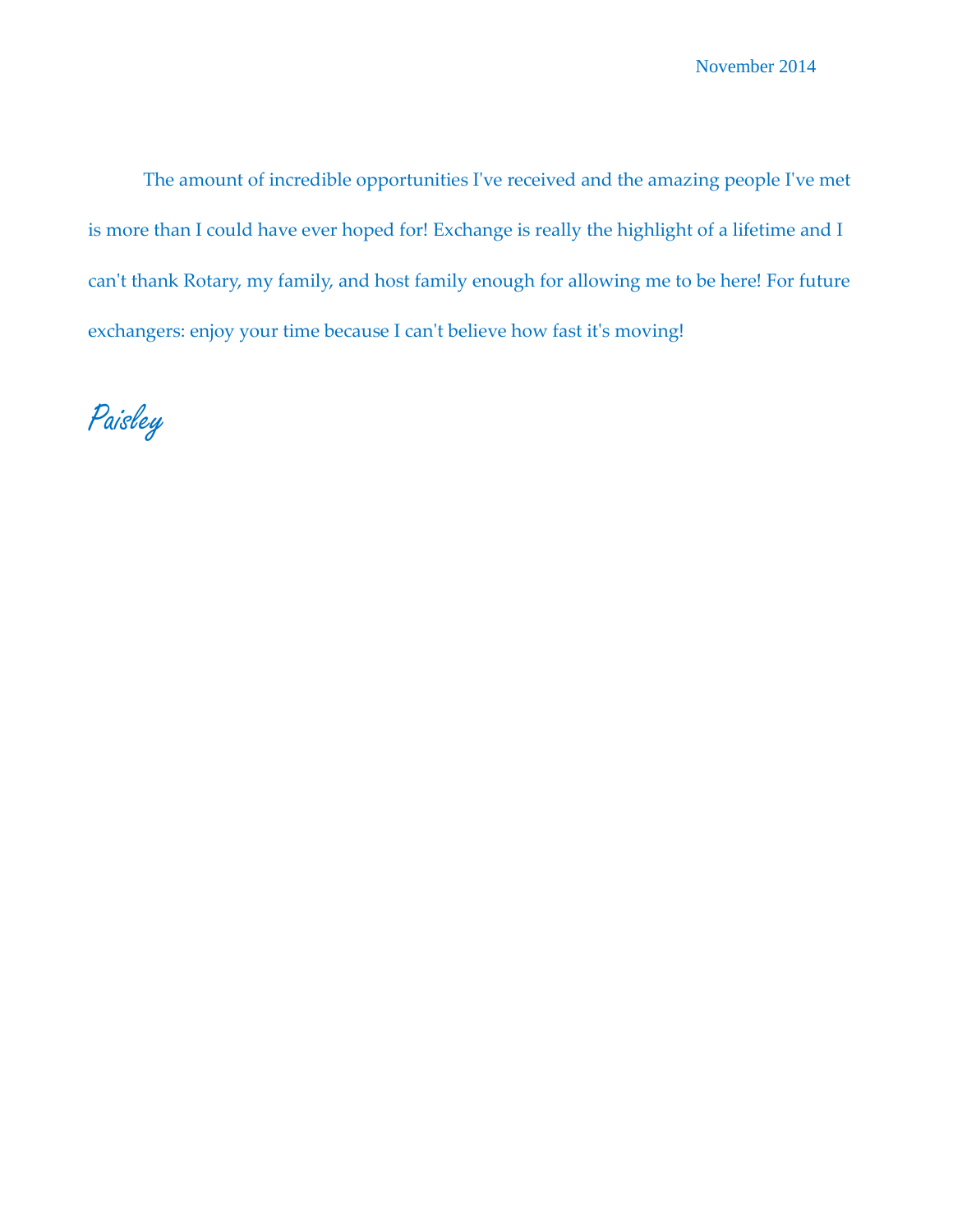November 2014

The amount of incredible opportunities I've received and the amazing people I've met is more than I could have ever hoped for! Exchange is really the highlight of a lifetime and I can't thank Rotary, my family, and host family enough for allowing me to be here! For future exchangers: enjoy your time because I can't believe how fast it's moving!

*Paisley*